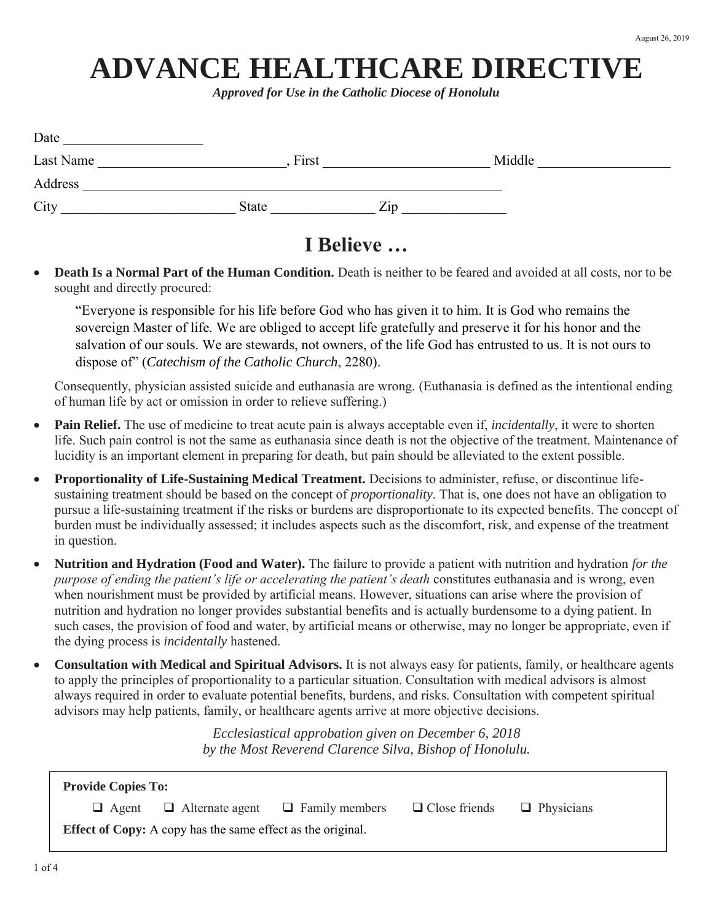August 26, 2019

# ADVANCE HEALTHCARE DIRECTIVE

***Approved for Use in the Catholic Diocese of Honolulu***

Date ____________________

Last Name ___________________________, First ________________________ Middle ___________________

Address _______________________________________________________________

City _________________________ State _______________ Zip _______________

## I Believe …

- **Death Is a Normal Part of the Human Condition.** Death is neither to be feared and avoided at all costs, nor to be sought and directly procured:

  > "Everyone is responsible for his life before God who has given it to him. It is God who remains the sovereign Master of life. We are obliged to accept life gratefully and preserve it for his honor and the salvation of our souls. We are stewards, not owners, of the life God has entrusted to us. It is not ours to dispose of" (*Catechism of the Catholic Church*, 2280).

  Consequently, physician assisted suicide and euthanasia are wrong. (Euthanasia is defined as the intentional ending of human life by act or omission in order to relieve suffering.)

- **Pain Relief.** The use of medicine to treat acute pain is always acceptable even if, *incidentally*, it were to shorten life. Such pain control is not the same as euthanasia since death is not the objective of the treatment. Maintenance of lucidity is an important element in preparing for death, but pain should be alleviated to the extent possible.

- **Proportionality of Life-Sustaining Medical Treatment.** Decisions to administer, refuse, or discontinue life-sustaining treatment should be based on the concept of *proportionality*. That is, one does not have an obligation to pursue a life-sustaining treatment if the risks or burdens are disproportionate to its expected benefits. The concept of burden must be individually assessed; it includes aspects such as the discomfort, risk, and expense of the treatment in question.

- **Nutrition and Hydration (Food and Water).** The failure to provide a patient with nutrition and hydration *for the purpose of ending the patient's life or accelerating the patient's death* constitutes euthanasia and is wrong, even when nourishment must be provided by artificial means. However, situations can arise where the provision of nutrition and hydration no longer provides substantial benefits and is actually burdensome to a dying patient. In such cases, the provision of food and water, by artificial means or otherwise, may no longer be appropriate, even if the dying process is *incidentally* hastened.

- **Consultation with Medical and Spiritual Advisors.** It is not always easy for patients, family, or healthcare agents to apply the principles of proportionality to a particular situation. Consultation with medical advisors is almost always required in order to evaluate potential benefits, burdens, and risks. Consultation with competent spiritual advisors may help patients, family, or healthcare agents arrive at more objective decisions.

*Ecclesiastical approbation given on December 6, 2018*
*by the Most Reverend Clarence Silva, Bishop of Honolulu.*

**Provide Copies To:**

❑ Agent ❑ Alternate agent ❑ Family members ❑ Close friends ❑ Physicians

**Effect of Copy:** A copy has the same effect as the original.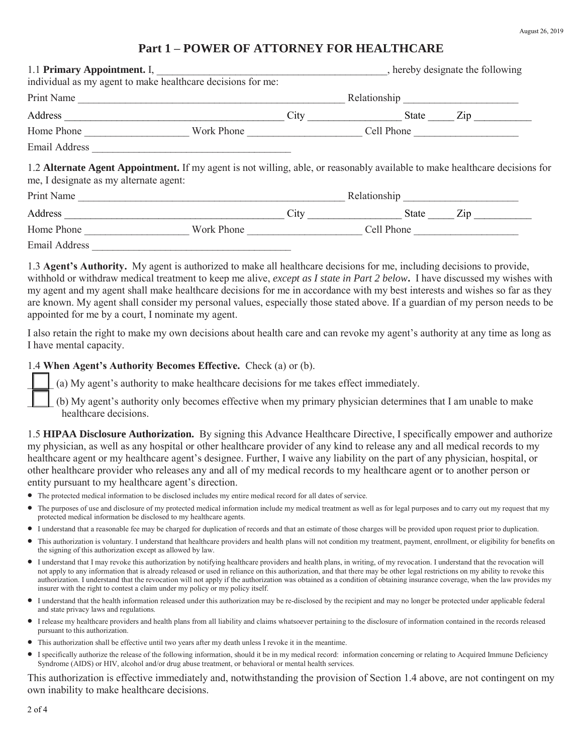# Part 1 – POWER OF ATTORNEY FOR HEALTHCARE

1.1 **Primary Appointment.** I, _____________________________________________, hereby designate the following individual as my agent to make healthcare decisions for me:

Print Name ____________________________________________________ Relationship ______________________

Address _________________________________________ City _________________ State _____ Zip __________

Home Phone ___________________ Work Phone _____________________ Cell Phone ___________________

Email Address _____________________________________

1.2 **Alternate Agent Appointment.** If my agent is not willing, able, or reasonably available to make healthcare decisions for me, I designate as my alternate agent:

Print Name ____________________________________________________ Relationship ______________________

Address _________________________________________ City _________________ State _____ Zip __________

Home Phone ___________________ Work Phone _____________________ Cell Phone ___________________

Email Address _____________________________________

1.3 **Agent's Authority.** My agent is authorized to make all healthcare decisions for me, including decisions to provide, withhold or withdraw medical treatment to keep me alive, *except as I state in Part 2 below***.** I have discussed my wishes with my agent and my agent shall make healthcare decisions for me in accordance with my best interests and wishes so far as they are known. My agent shall consider my personal values, especially those stated above. If a guardian of my person needs to be appointed for me by a court, I nominate my agent.

I also retain the right to make my own decisions about health care and can revoke my agent's authority at any time as long as I have mental capacity.

1.4 **When Agent's Authority Becomes Effective.** Check (a) or (b).

☐ (a) My agent's authority to make healthcare decisions for me takes effect immediately.

☐ (b) My agent's authority only becomes effective when my primary physician determines that I am unable to make healthcare decisions.

1.5 **HIPAA Disclosure Authorization.** By signing this Advance Healthcare Directive, I specifically empower and authorize my physician, as well as any hospital or other healthcare provider of any kind to release any and all medical records to my healthcare agent or my healthcare agent's designee. Further, I waive any liability on the part of any physician, hospital, or other healthcare provider who releases any and all of my medical records to my healthcare agent or to another person or entity pursuant to my healthcare agent's direction.

- The protected medical information to be disclosed includes my entire medical record for all dates of service.
- The purposes of use and disclosure of my protected medical information include my medical treatment as well as for legal purposes and to carry out my request that my protected medical information be disclosed to my healthcare agents.
- I understand that a reasonable fee may be charged for duplication of records and that an estimate of those charges will be provided upon request prior to duplication.
- This authorization is voluntary. I understand that healthcare providers and health plans will not condition my treatment, payment, enrollment, or eligibility for benefits on the signing of this authorization except as allowed by law.
- I understand that I may revoke this authorization by notifying healthcare providers and health plans, in writing, of my revocation. I understand that the revocation will not apply to any information that is already released or used in reliance on this authorization, and that there may be other legal restrictions on my ability to revoke this authorization. I understand that the revocation will not apply if the authorization was obtained as a condition of obtaining insurance coverage, when the law provides my insurer with the right to contest a claim under my policy or my policy itself.
- I understand that the health information released under this authorization may be re-disclosed by the recipient and may no longer be protected under applicable federal and state privacy laws and regulations.
- I release my healthcare providers and health plans from all liability and claims whatsoever pertaining to the disclosure of information contained in the records released pursuant to this authorization.
- This authorization shall be effective until two years after my death unless I revoke it in the meantime.
- I specifically authorize the release of the following information, should it be in my medical record: information concerning or relating to Acquired Immune Deficiency Syndrome (AIDS) or HIV, alcohol and/or drug abuse treatment, or behavioral or mental health services.

This authorization is effective immediately and, notwithstanding the provision of Section 1.4 above, are not contingent on my own inability to make healthcare decisions.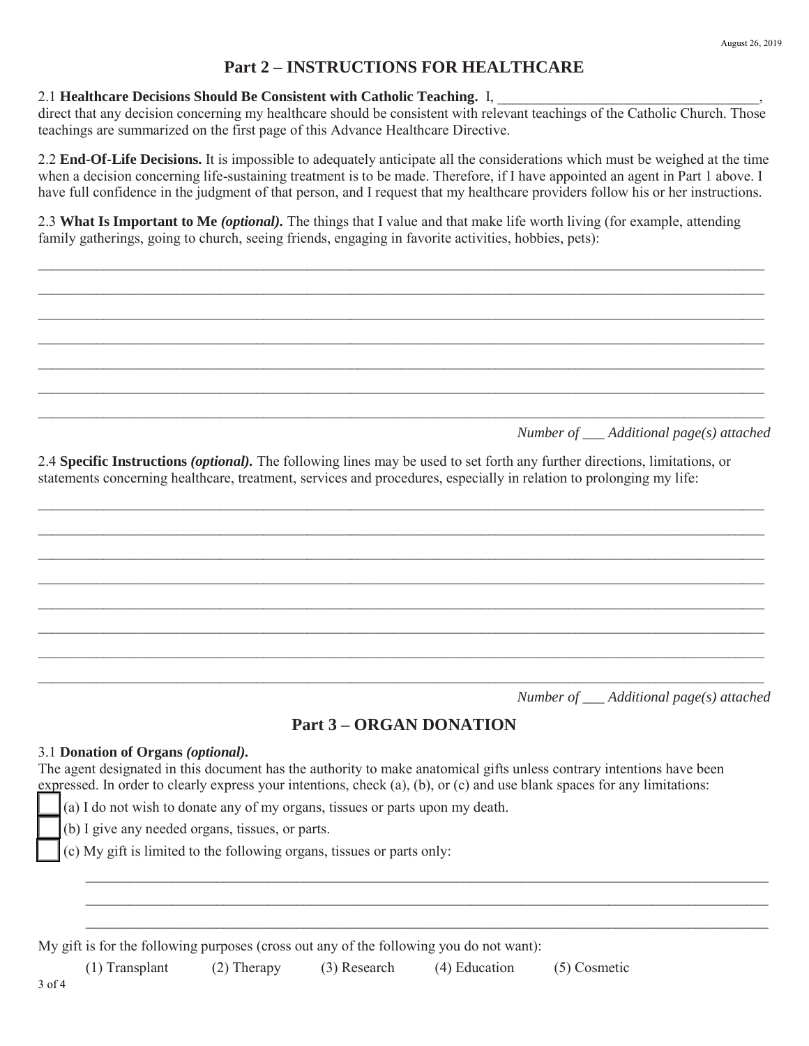## Part 2 – INSTRUCTIONS FOR HEALTHCARE

2.1 **Healthcare Decisions Should Be Consistent with Catholic Teaching.** I, \_\_\_\_\_\_\_\_\_\_\_\_\_\_\_\_\_\_\_\_\_\_\_\_\_\_\_\_\_\_\_\_\_\_\_\_, direct that any decision concerning my healthcare should be consistent with relevant teachings of the Catholic Church. Those teachings are summarized on the first page of this Advance Healthcare Directive.

2.2 **End-Of-Life Decisions.** It is impossible to adequately anticipate all the considerations which must be weighed at the time when a decision concerning life-sustaining treatment is to be made. Therefore, if I have appointed an agent in Part 1 above. I have full confidence in the judgment of that person, and I request that my healthcare providers follow his or her instructions.

2.3 **What Is Important to Me *(optional)*.** The things that I value and that make life worth living (for example, attending family gatherings, going to church, seeing friends, engaging in favorite activities, hobbies, pets):

\_\_\_\_\_\_\_\_\_\_\_\_\_\_\_\_\_\_\_\_\_\_\_\_\_\_\_\_\_\_\_\_\_\_\_\_\_\_\_\_\_\_\_\_\_\_\_\_\_\_\_\_\_\_\_\_\_\_\_\_\_\_\_\_\_\_\_\_\_\_\_\_\_\_\_\_\_\_\_\_\_\_\_\_\_\_\_\_

\_\_\_\_\_\_\_\_\_\_\_\_\_\_\_\_\_\_\_\_\_\_\_\_\_\_\_\_\_\_\_\_\_\_\_\_\_\_\_\_\_\_\_\_\_\_\_\_\_\_\_\_\_\_\_\_\_\_\_\_\_\_\_\_\_\_\_\_\_\_\_\_\_\_\_\_\_\_\_\_\_\_\_\_\_\_\_\_

\_\_\_\_\_\_\_\_\_\_\_\_\_\_\_\_\_\_\_\_\_\_\_\_\_\_\_\_\_\_\_\_\_\_\_\_\_\_\_\_\_\_\_\_\_\_\_\_\_\_\_\_\_\_\_\_\_\_\_\_\_\_\_\_\_\_\_\_\_\_\_\_\_\_\_\_\_\_\_\_\_\_\_\_\_\_\_\_

\_\_\_\_\_\_\_\_\_\_\_\_\_\_\_\_\_\_\_\_\_\_\_\_\_\_\_\_\_\_\_\_\_\_\_\_\_\_\_\_\_\_\_\_\_\_\_\_\_\_\_\_\_\_\_\_\_\_\_\_\_\_\_\_\_\_\_\_\_\_\_\_\_\_\_\_\_\_\_\_\_\_\_\_\_\_\_\_

\_\_\_\_\_\_\_\_\_\_\_\_\_\_\_\_\_\_\_\_\_\_\_\_\_\_\_\_\_\_\_\_\_\_\_\_\_\_\_\_\_\_\_\_\_\_\_\_\_\_\_\_\_\_\_\_\_\_\_\_\_\_\_\_\_\_\_\_\_\_\_\_\_\_\_\_\_\_\_\_\_\_\_\_\_\_\_\_

\_\_\_\_\_\_\_\_\_\_\_\_\_\_\_\_\_\_\_\_\_\_\_\_\_\_\_\_\_\_\_\_\_\_\_\_\_\_\_\_\_\_\_\_\_\_\_\_\_\_\_\_\_\_\_\_\_\_\_\_\_\_\_\_\_\_\_\_\_\_\_\_\_\_\_\_\_\_\_\_\_\_\_\_\_\_\_\_

\_\_\_\_\_\_\_\_\_\_\_\_\_\_\_\_\_\_\_\_\_\_\_\_\_\_\_\_\_\_\_\_\_\_\_\_\_\_\_\_\_\_\_\_\_\_\_\_\_\_\_\_\_\_\_\_\_\_\_\_\_\_\_\_\_\_\_\_\_\_\_\_\_\_\_\_\_\_\_\_\_\_\_\_\_\_\_\_

*Number of \_\_\_ Additional page(s) attached*

2.4 **Specific Instructions *(optional)*.** The following lines may be used to set forth any further directions, limitations, or statements concerning healthcare, treatment, services and procedures, especially in relation to prolonging my life:

\_\_\_\_\_\_\_\_\_\_\_\_\_\_\_\_\_\_\_\_\_\_\_\_\_\_\_\_\_\_\_\_\_\_\_\_\_\_\_\_\_\_\_\_\_\_\_\_\_\_\_\_\_\_\_\_\_\_\_\_\_\_\_\_\_\_\_\_\_\_\_\_\_\_\_\_\_\_\_\_\_\_\_\_\_\_\_\_

\_\_\_\_\_\_\_\_\_\_\_\_\_\_\_\_\_\_\_\_\_\_\_\_\_\_\_\_\_\_\_\_\_\_\_\_\_\_\_\_\_\_\_\_\_\_\_\_\_\_\_\_\_\_\_\_\_\_\_\_\_\_\_\_\_\_\_\_\_\_\_\_\_\_\_\_\_\_\_\_\_\_\_\_\_\_\_\_

\_\_\_\_\_\_\_\_\_\_\_\_\_\_\_\_\_\_\_\_\_\_\_\_\_\_\_\_\_\_\_\_\_\_\_\_\_\_\_\_\_\_\_\_\_\_\_\_\_\_\_\_\_\_\_\_\_\_\_\_\_\_\_\_\_\_\_\_\_\_\_\_\_\_\_\_\_\_\_\_\_\_\_\_\_\_\_\_

\_\_\_\_\_\_\_\_\_\_\_\_\_\_\_\_\_\_\_\_\_\_\_\_\_\_\_\_\_\_\_\_\_\_\_\_\_\_\_\_\_\_\_\_\_\_\_\_\_\_\_\_\_\_\_\_\_\_\_\_\_\_\_\_\_\_\_\_\_\_\_\_\_\_\_\_\_\_\_\_\_\_\_\_\_\_\_\_

\_\_\_\_\_\_\_\_\_\_\_\_\_\_\_\_\_\_\_\_\_\_\_\_\_\_\_\_\_\_\_\_\_\_\_\_\_\_\_\_\_\_\_\_\_\_\_\_\_\_\_\_\_\_\_\_\_\_\_\_\_\_\_\_\_\_\_\_\_\_\_\_\_\_\_\_\_\_\_\_\_\_\_\_\_\_\_\_

\_\_\_\_\_\_\_\_\_\_\_\_\_\_\_\_\_\_\_\_\_\_\_\_\_\_\_\_\_\_\_\_\_\_\_\_\_\_\_\_\_\_\_\_\_\_\_\_\_\_\_\_\_\_\_\_\_\_\_\_\_\_\_\_\_\_\_\_\_\_\_\_\_\_\_\_\_\_\_\_\_\_\_\_\_\_\_\_

\_\_\_\_\_\_\_\_\_\_\_\_\_\_\_\_\_\_\_\_\_\_\_\_\_\_\_\_\_\_\_\_\_\_\_\_\_\_\_\_\_\_\_\_\_\_\_\_\_\_\_\_\_\_\_\_\_\_\_\_\_\_\_\_\_\_\_\_\_\_\_\_\_\_\_\_\_\_\_\_\_\_\_\_\_\_\_\_

\_\_\_\_\_\_\_\_\_\_\_\_\_\_\_\_\_\_\_\_\_\_\_\_\_\_\_\_\_\_\_\_\_\_\_\_\_\_\_\_\_\_\_\_\_\_\_\_\_\_\_\_\_\_\_\_\_\_\_\_\_\_\_\_\_\_\_\_\_\_\_\_\_\_\_\_\_\_\_\_\_\_\_\_\_\_\_\_

*Number of \_\_\_ Additional page(s) attached*

## Part 3 – ORGAN DONATION

3.1 **Donation of Organs *(optional)*.**
The agent designated in this document has the authority to make anatomical gifts unless contrary intentions have been expressed. In order to clearly express your intentions, check (a), (b), or (c) and use blank spaces for any limitations:

- ☐ (a) I do not wish to donate any of my organs, tissues or parts upon my death.
- ☐ (b) I give any needed organs, tissues, or parts.
- ☐ (c) My gift is limited to the following organs, tissues or parts only:

\_\_\_\_\_\_\_\_\_\_\_\_\_\_\_\_\_\_\_\_\_\_\_\_\_\_\_\_\_\_\_\_\_\_\_\_\_\_\_\_\_\_\_\_\_\_\_\_\_\_\_\_\_\_\_\_\_\_\_\_\_\_\_\_\_\_\_\_\_\_\_\_\_\_\_\_\_\_\_\_\_\_\_\_\_

\_\_\_\_\_\_\_\_\_\_\_\_\_\_\_\_\_\_\_\_\_\_\_\_\_\_\_\_\_\_\_\_\_\_\_\_\_\_\_\_\_\_\_\_\_\_\_\_\_\_\_\_\_\_\_\_\_\_\_\_\_\_\_\_\_\_\_\_\_\_\_\_\_\_\_\_\_\_\_\_\_\_\_\_\_

\_\_\_\_\_\_\_\_\_\_\_\_\_\_\_\_\_\_\_\_\_\_\_\_\_\_\_\_\_\_\_\_\_\_\_\_\_\_\_\_\_\_\_\_\_\_\_\_\_\_\_\_\_\_\_\_\_\_\_\_\_\_\_\_\_\_\_\_\_\_\_\_\_\_\_\_\_\_\_\_\_\_\_\_\_

My gift is for the following purposes (cross out any of the following you do not want):

(1) Transplant (2) Therapy (3) Research (4) Education (5) Cosmetic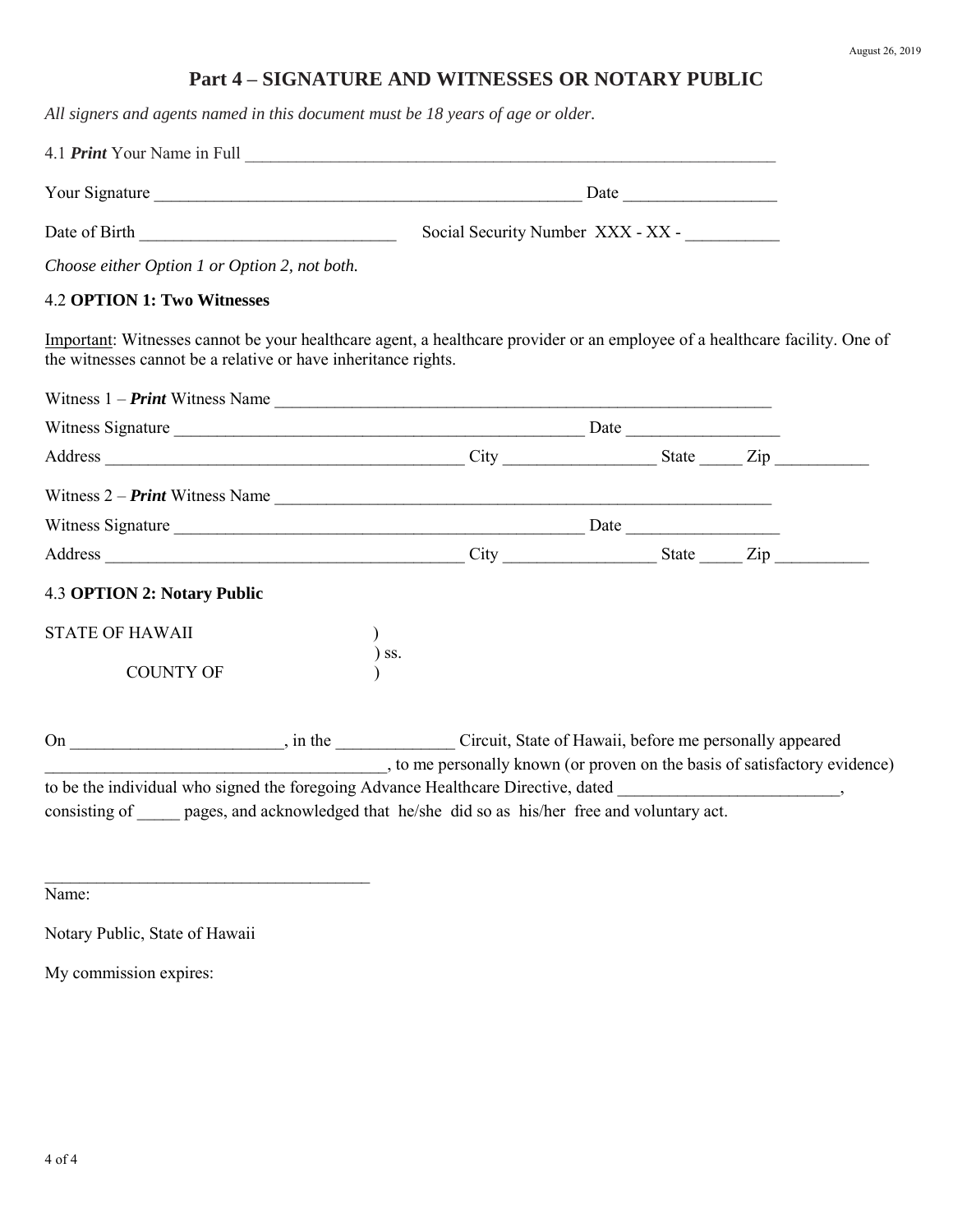## Part 4 – SIGNATURE AND WITNESSES OR NOTARY PUBLIC

*All signers and agents named in this document must be 18 years of age or older.*

4.1 ***Print*** Your Name in Full ______________________________________________________________

Your Signature __________________________________________________ Date _________________

Date of Birth ______________________________ Social Security Number XXX - XX - __________

*Choose either Option 1 or Option 2, not both.*

4.2 **OPTION 1: Two Witnesses**

Important: Witnesses cannot be your healthcare agent, a healthcare provider or an employee of a healthcare facility. One of the witnesses cannot be a relative or have inheritance rights.

Witness 1 – ***Print*** Witness Name ___________________________________________________________

Witness Signature ________________________________________________ Date _________________

Address __________________________________________ City _________________ State _____ Zip __________

Witness 2 – ***Print*** Witness Name ___________________________________________________________

Witness Signature ________________________________________________ Date _________________

Address __________________________________________ City _________________ State _____ Zip __________

4.3 **OPTION 2: Notary Public**

STATE OF HAWAII )
) ss.
COUNTY OF )

On ________________________, in the _____________ Circuit, State of Hawaii, before me personally appeared ______________________________________, to me personally known (or proven on the basis of satisfactory evidence) to be the individual who signed the foregoing Advance Healthcare Directive, dated _________________________, consisting of _____ pages, and acknowledged that he/she did so as his/her free and voluntary act.

_____________________________________

Name:

Notary Public, State of Hawaii

My commission expires: